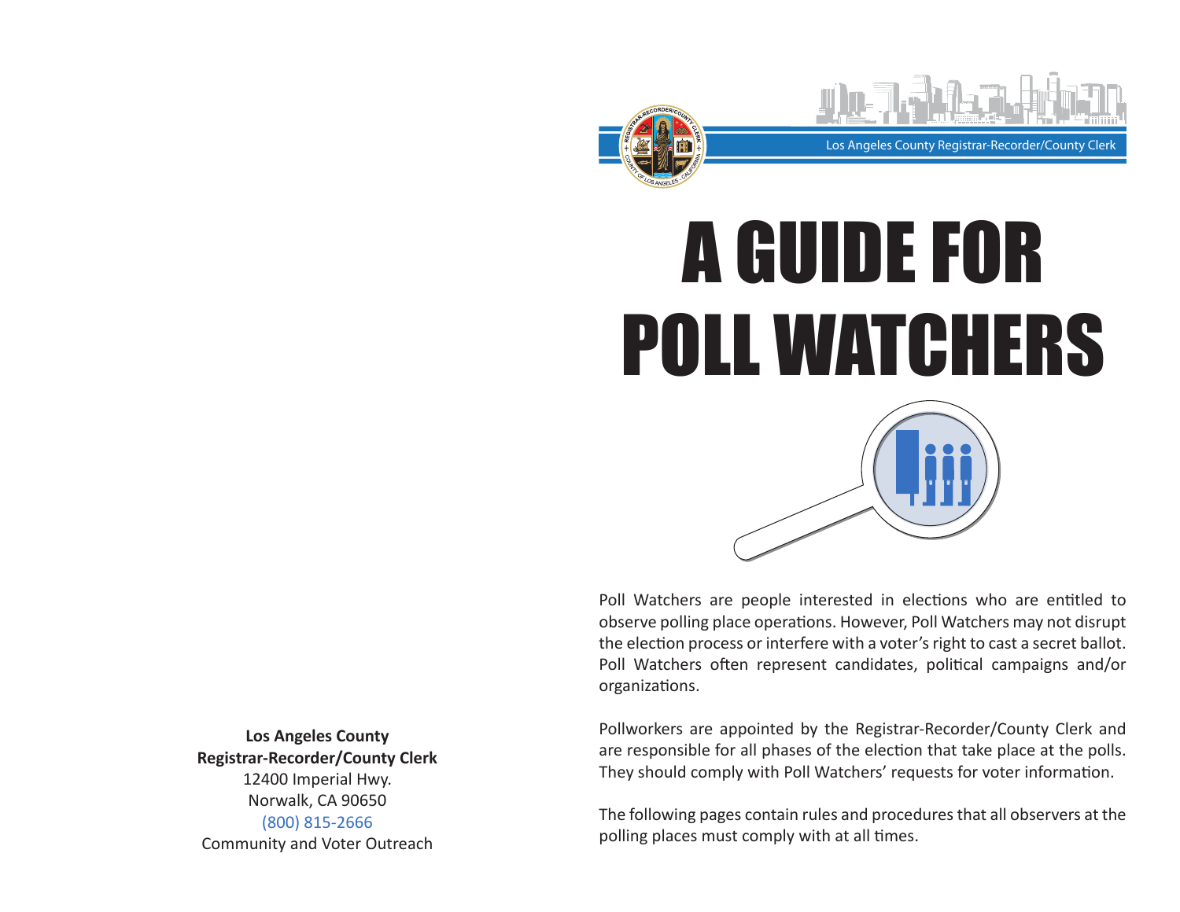Los Angeles County Registrar-Recorder/County Clerk

# A GUIDE FOR POLL WATCHERS

Poll Watchers are people interested in elections who are entitled to observe polling place operations. However, Poll Watchers may not disrupt the election process or interfere with a voter's right to cast a secret ballot. Poll Watchers often represent candidates, political campaigns and/or organizations.

Pollworkers are appointed by the Registrar-Recorder/County Clerk and are responsible for all phases of the election that take place at the polls. They should comply with Poll Watchers' requests for voter information.

The following pages contain rules and procedures that all observers at the polling places must comply with at all times.

**Los Angeles County**
**Registrar-Recorder/County Clerk**
12400 Imperial Hwy.
Norwalk, CA 90650
(800) 815-2666
Community and Voter Outreach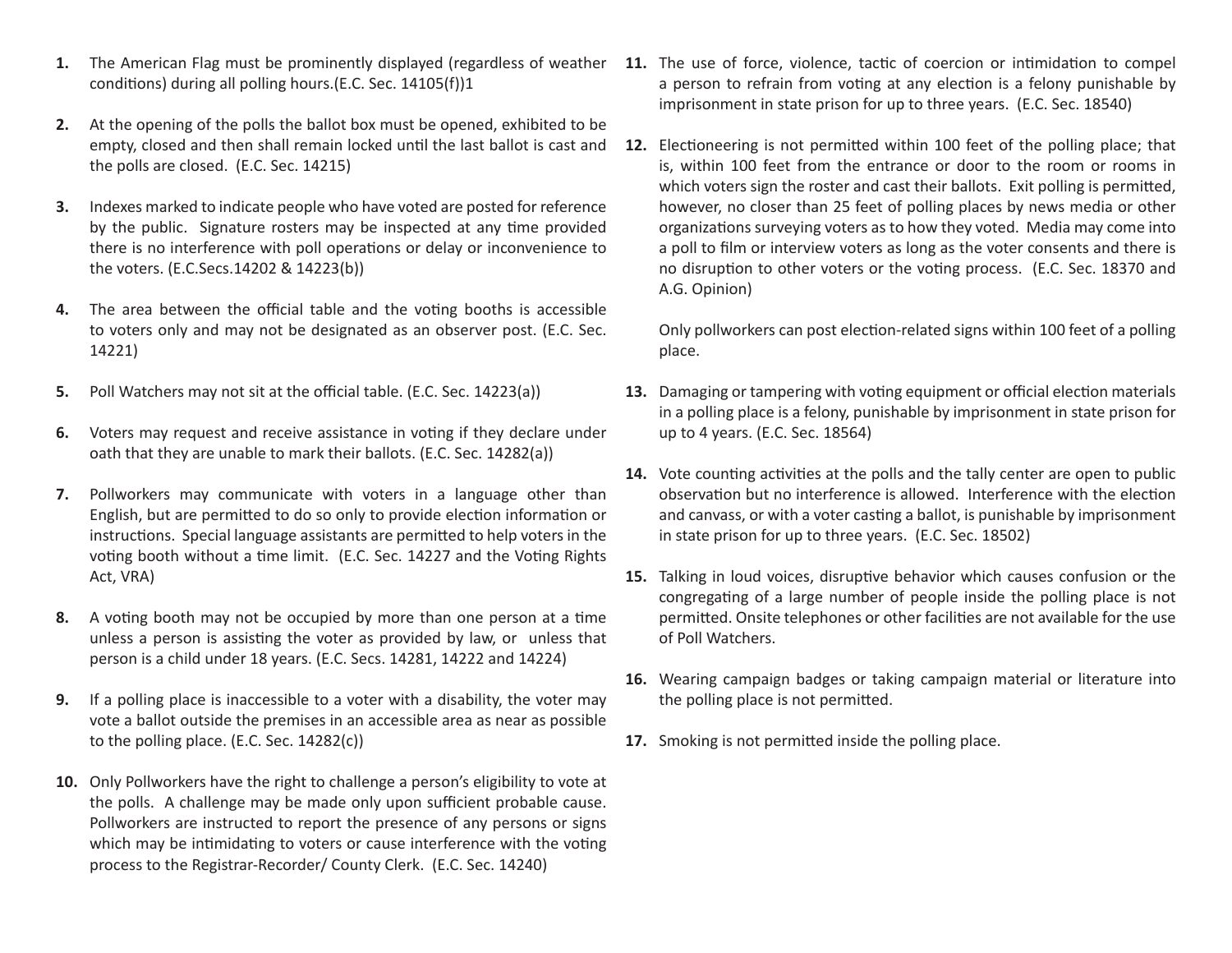1. The American Flag must be prominently displayed (regardless of weather conditions) during all polling hours.(E.C. Sec. 14105(f))1

2. At the opening of the polls the ballot box must be opened, exhibited to be empty, closed and then shall remain locked until the last ballot is cast and the polls are closed. (E.C. Sec. 14215)

3. Indexes marked to indicate people who have voted are posted for reference by the public. Signature rosters may be inspected at any time provided there is no interference with poll operations or delay or inconvenience to the voters. (E.C.Secs.14202 & 14223(b))

4. The area between the official table and the voting booths is accessible to voters only and may not be designated as an observer post. (E.C. Sec. 14221)

5. Poll Watchers may not sit at the official table. (E.C. Sec. 14223(a))

6. Voters may request and receive assistance in voting if they declare under oath that they are unable to mark their ballots. (E.C. Sec. 14282(a))

7. Pollworkers may communicate with voters in a language other than English, but are permitted to do so only to provide election information or instructions. Special language assistants are permitted to help voters in the voting booth without a time limit. (E.C. Sec. 14227 and the Voting Rights Act, VRA)

8. A voting booth may not be occupied by more than one person at a time unless a person is assisting the voter as provided by law, or unless that person is a child under 18 years. (E.C. Secs. 14281, 14222 and 14224)

9. If a polling place is inaccessible to a voter with a disability, the voter may vote a ballot outside the premises in an accessible area as near as possible to the polling place. (E.C. Sec. 14282(c))

10. Only Pollworkers have the right to challenge a person's eligibility to vote at the polls. A challenge may be made only upon sufficient probable cause. Pollworkers are instructed to report the presence of any persons or signs which may be intimidating to voters or cause interference with the voting process to the Registrar-Recorder/ County Clerk. (E.C. Sec. 14240)

11. The use of force, violence, tactic of coercion or intimidation to compel a person to refrain from voting at any election is a felony punishable by imprisonment in state prison for up to three years. (E.C. Sec. 18540)

12. Electioneering is not permitted within 100 feet of the polling place; that is, within 100 feet from the entrance or door to the room or rooms in which voters sign the roster and cast their ballots. Exit polling is permitted, however, no closer than 25 feet of polling places by news media or other organizations surveying voters as to how they voted. Media may come into a poll to film or interview voters as long as the voter consents and there is no disruption to other voters or the voting process. (E.C. Sec. 18370 and A.G. Opinion)

    Only pollworkers can post election-related signs within 100 feet of a polling place.

13. Damaging or tampering with voting equipment or official election materials in a polling place is a felony, punishable by imprisonment in state prison for up to 4 years. (E.C. Sec. 18564)

14. Vote counting activities at the polls and the tally center are open to public observation but no interference is allowed. Interference with the election and canvass, or with a voter casting a ballot, is punishable by imprisonment in state prison for up to three years. (E.C. Sec. 18502)

15. Talking in loud voices, disruptive behavior which causes confusion or the congregating of a large number of people inside the polling place is not permitted. Onsite telephones or other facilities are not available for the use of Poll Watchers.

16. Wearing campaign badges or taking campaign material or literature into the polling place is not permitted.

17. Smoking is not permitted inside the polling place.